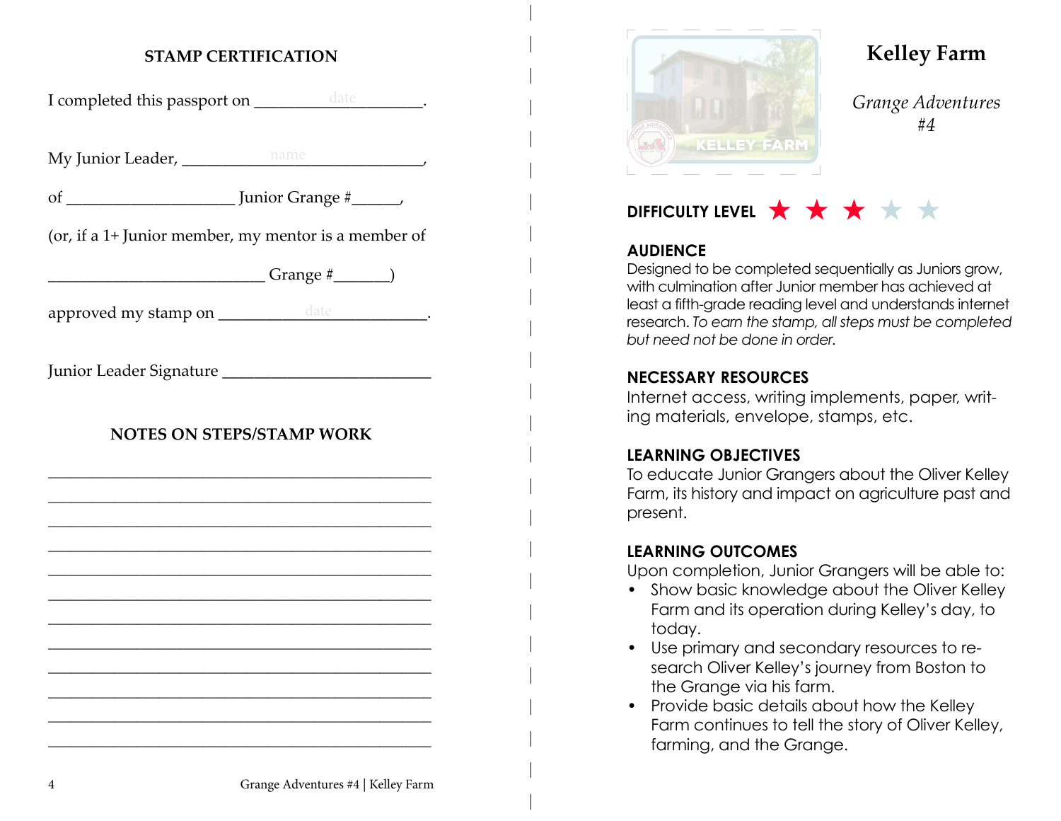## STAMP CERTIFICATION

I completed this passport on ___________date___________.

My Junior Leader, _______________name_______________,

of ____________________ Junior Grange #______,

(or, if a 1+ Junior member, my mentor is a member of

__________________________ Grange #_______)

approved my stamp on ______________date______________.

Junior Leader Signature __________________________

## NOTES ON STEPS/STAMP WORK

______________________________________________

______________________________________________

______________________________________________

______________________________________________

______________________________________________

______________________________________________

______________________________________________

______________________________________________

______________________________________________

______________________________________________

______________________________________________

______________________________________________

# Kelley Farm

*Grange Adventures #4*

**DIFFICULTY LEVEL** ★ ★ ★ ☆ ☆

**AUDIENCE**

Designed to be completed sequentially as Juniors grow, with culmination after Junior member has achieved at least a fifth-grade reading level and understands internet research. *To earn the stamp, all steps must be completed but need not be done in order.*

**NECESSARY RESOURCES**

Internet access, writing implements, paper, writing materials, envelope, stamps, etc.

**LEARNING OBJECTIVES**

To educate Junior Grangers about the Oliver Kelley Farm, its history and impact on agriculture past and present.

**LEARNING OUTCOMES**

Upon completion, Junior Grangers will be able to:

- Show basic knowledge about the Oliver Kelley Farm and its operation during Kelley's day, to today.
- Use primary and secondary resources to research Oliver Kelley's journey from Boston to the Grange via his farm.
- Provide basic details about how the Kelley Farm continues to tell the story of Oliver Kelley, farming, and the Grange.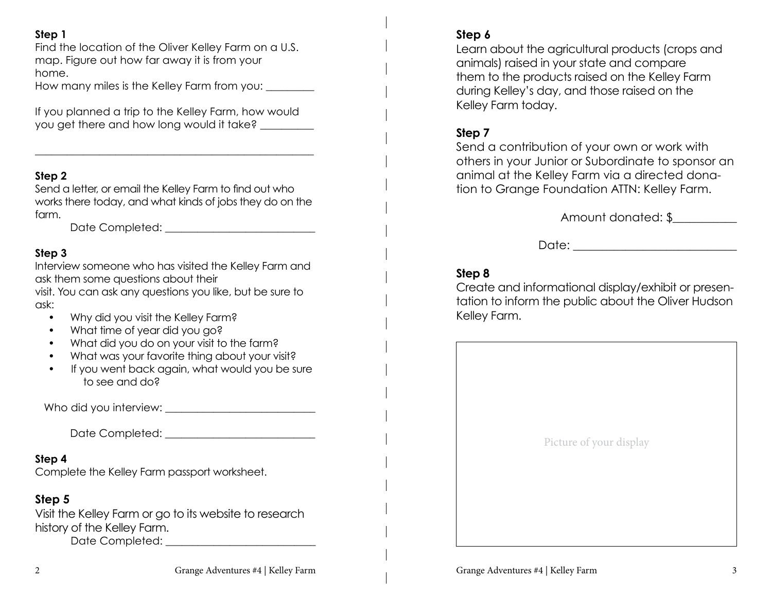### Step 1

Find the location of the Oliver Kelley Farm on a U.S. map. Figure out how far away it is from your home.

How many miles is the Kelley Farm from you: _________

If you planned a trip to the Kelley Farm, how would you get there and how long would it take? __________

____________________________________________________

### Step 2

Send a letter, or email the Kelley Farm to find out who works there today, and what kinds of jobs they do on the farm.

Date Completed: ___________________________

### Step 3

Interview someone who has visited the Kelley Farm and ask them some questions about their visit. You can ask any questions you like, but be sure to ask:

- Why did you visit the Kelley Farm?
- What time of year did you go?
- What did you do on your visit to the farm?
- What was your favorite thing about your visit?
- If you went back again, what would you be sure to see and do?

Who did you interview: ___________________________

Date Completed: ___________________________

### Step 4

Complete the Kelley Farm passport worksheet.

### Step 5

Visit the Kelley Farm or go to its website to research history of the Kelley Farm.

Date Completed: ___________________________

### Step 6

Learn about the agricultural products (crops and animals) raised in your state and compare them to the products raised on the Kelley Farm during Kelley's day, and those raised on the Kelley Farm today.

### Step 7

Send a contribution of your own or work with others in your Junior or Subordinate to sponsor an animal at the Kelley Farm via a directed donation to Grange Foundation ATTN: Kelley Farm.

Amount donated: $___________

Date: ___________________________

### Step 8

Create and informational display/exhibit or presentation to inform the public about the Oliver Hudson Kelley Farm.

Picture of your display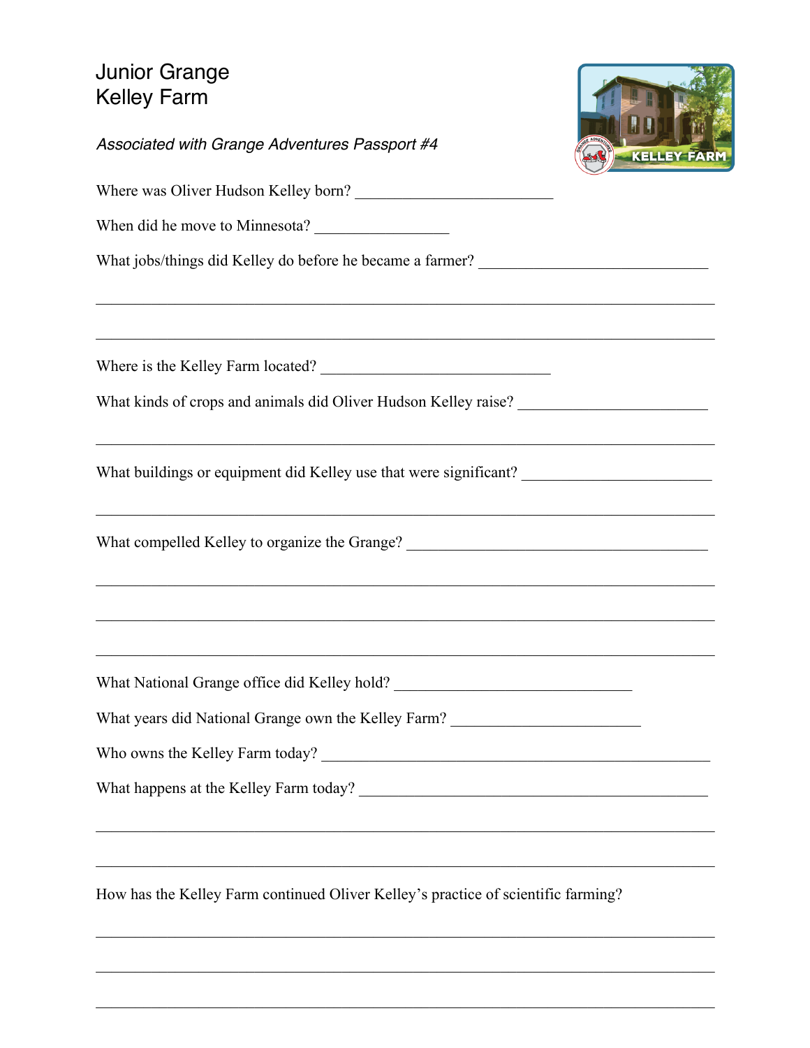# Junior Grange
# Kelley Farm

*Associated with Grange Adventures Passport #4*

Where was Oliver Hudson Kelley born? ________________________

When did he move to Minnesota? ________________

What jobs/things did Kelley do before he became a farmer? ____________________________

________________________________________________________________________________

________________________________________________________________________________

Where is the Kelley Farm located? ____________________________

What kinds of crops and animals did Oliver Hudson Kelley raise? ______________________

________________________________________________________________________________

What buildings or equipment did Kelley use that were significant? ______________________

________________________________________________________________________________

What compelled Kelley to organize the Grange? _____________________________________

________________________________________________________________________________

________________________________________________________________________________

________________________________________________________________________________

What National Grange office did Kelley hold? _____________________________

What years did National Grange own the Kelley Farm? _______________________

Who owns the Kelley Farm today? ______________________________________________

What happens at the Kelley Farm today? __________________________________________

________________________________________________________________________________

________________________________________________________________________________

How has the Kelley Farm continued Oliver Kelley's practice of scientific farming?

________________________________________________________________________________

________________________________________________________________________________

________________________________________________________________________________